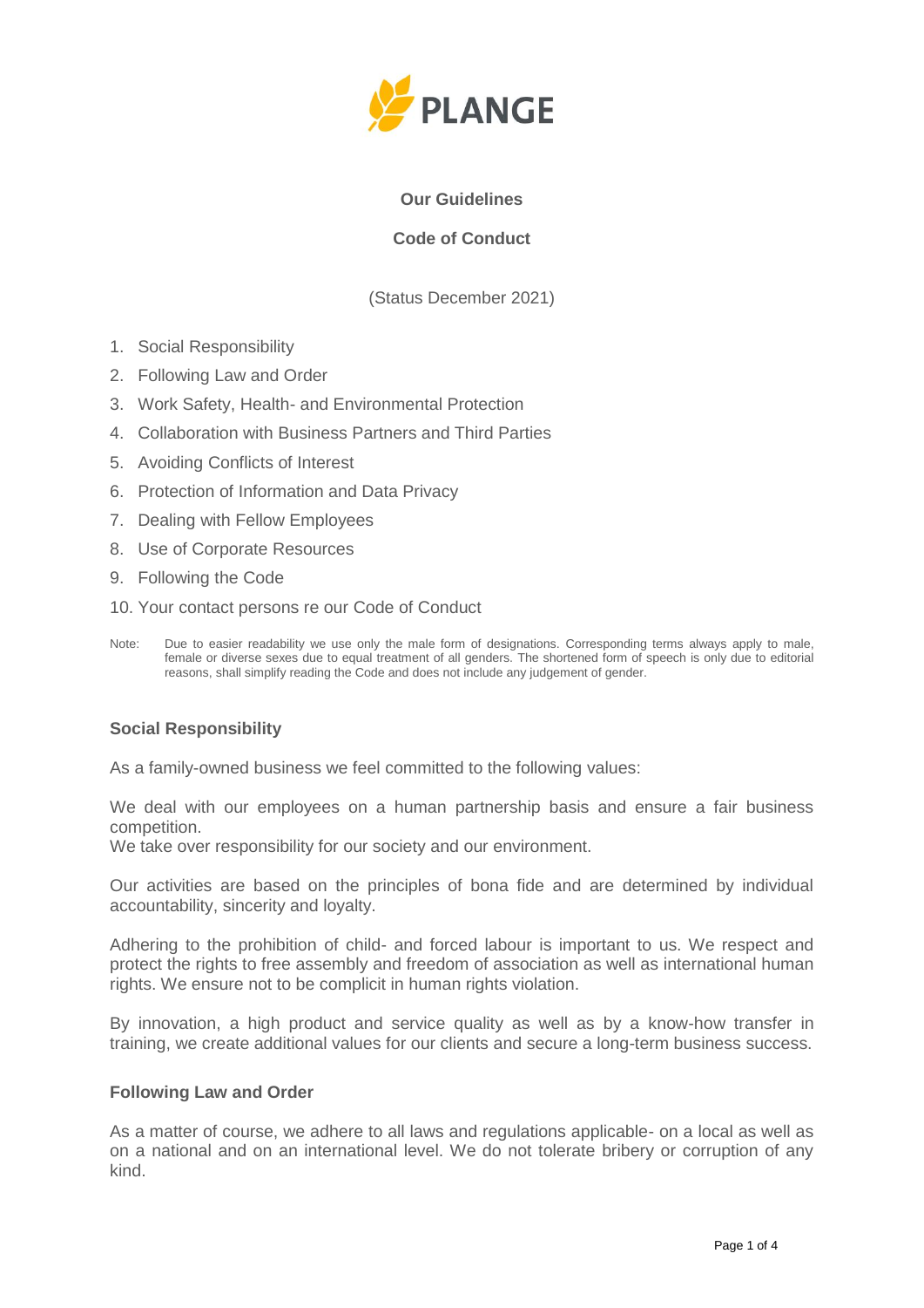PLANGE

**Our Guidelines**

**Code of Conduct**

(Status December 2021)

1. Social Responsibility
2. Following Law and Order
3. Work Safety, Health- and Environmental Protection
4. Collaboration with Business Partners and Third Parties
5. Avoiding Conflicts of Interest
6. Protection of Information and Data Privacy
7. Dealing with Fellow Employees
8. Use of Corporate Resources
9. Following the Code
10. Your contact persons re our Code of Conduct

Note: Due to easier readability we use only the male form of designations. Corresponding terms always apply to male, female or diverse sexes due to equal treatment of all genders. The shortened form of speech is only due to editorial reasons, shall simplify reading the Code and does not include any judgement of gender.

## Social Responsibility

As a family-owned business we feel committed to the following values:

We deal with our employees on a human partnership basis and ensure a fair business competition.
We take over responsibility for our society and our environment.

Our activities are based on the principles of bona fide and are determined by individual accountability, sincerity and loyalty.

Adhering to the prohibition of child- and forced labour is important to us. We respect and protect the rights to free assembly and freedom of association as well as international human rights. We ensure not to be complicit in human rights violation.

By innovation, a high product and service quality as well as by a know-how transfer in training, we create additional values for our clients and secure a long-term business success.

## Following Law and Order

As a matter of course, we adhere to all laws and regulations applicable- on a local as well as on a national and on an international level. We do not tolerate bribery or corruption of any kind.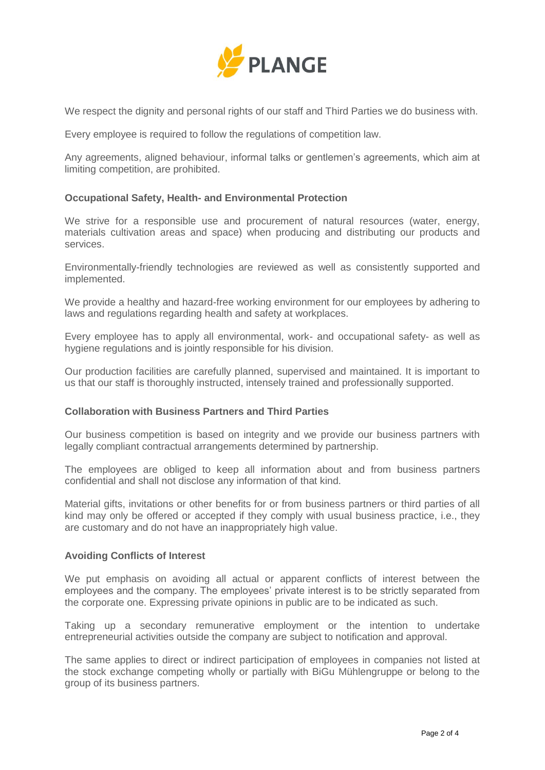We respect the dignity and personal rights of our staff and Third Parties we do business with.

Every employee is required to follow the regulations of competition law.

Any agreements, aligned behaviour, informal talks or gentlemen's agreements, which aim at limiting competition, are prohibited.

### Occupational Safety, Health- and Environmental Protection

We strive for a responsible use and procurement of natural resources (water, energy, materials cultivation areas and space) when producing and distributing our products and services.

Environmentally-friendly technologies are reviewed as well as consistently supported and implemented.

We provide a healthy and hazard-free working environment for our employees by adhering to laws and regulations regarding health and safety at workplaces.

Every employee has to apply all environmental, work- and occupational safety- as well as hygiene regulations and is jointly responsible for his division.

Our production facilities are carefully planned, supervised and maintained. It is important to us that our staff is thoroughly instructed, intensely trained and professionally supported.

### Collaboration with Business Partners and Third Parties

Our business competition is based on integrity and we provide our business partners with legally compliant contractual arrangements determined by partnership.

The employees are obliged to keep all information about and from business partners confidential and shall not disclose any information of that kind.

Material gifts, invitations or other benefits for or from business partners or third parties of all kind may only be offered or accepted if they comply with usual business practice, i.e., they are customary and do not have an inappropriately high value.

### Avoiding Conflicts of Interest

We put emphasis on avoiding all actual or apparent conflicts of interest between the employees and the company. The employees' private interest is to be strictly separated from the corporate one. Expressing private opinions in public are to be indicated as such.

Taking up a secondary remunerative employment or the intention to undertake entrepreneurial activities outside the company are subject to notification and approval.

The same applies to direct or indirect participation of employees in companies not listed at the stock exchange competing wholly or partially with BiGu Mühlengruppe or belong to the group of its business partners.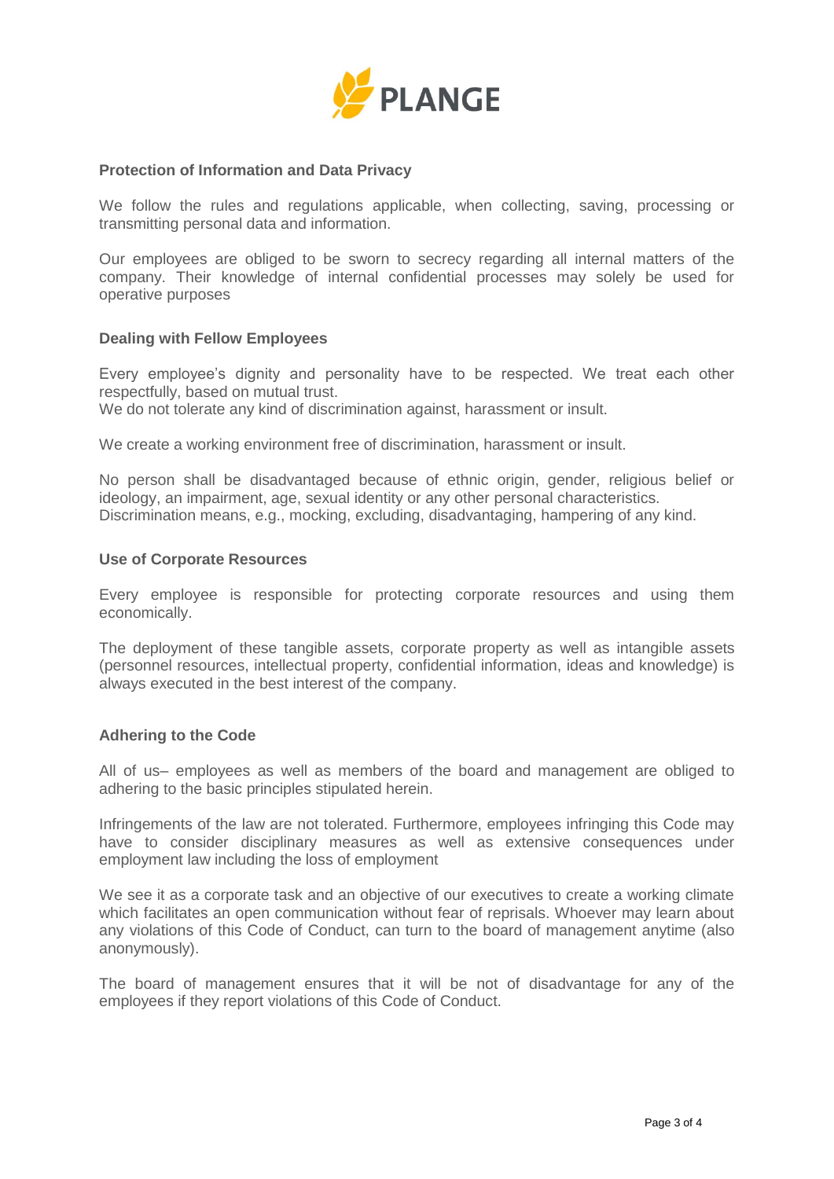### Protection of Information and Data Privacy

We follow the rules and regulations applicable, when collecting, saving, processing or transmitting personal data and information.

Our employees are obliged to be sworn to secrecy regarding all internal matters of the company. Their knowledge of internal confidential processes may solely be used for operative purposes

### Dealing with Fellow Employees

Every employee's dignity and personality have to be respected. We treat each other respectfully, based on mutual trust.
We do not tolerate any kind of discrimination against, harassment or insult.

We create a working environment free of discrimination, harassment or insult.

No person shall be disadvantaged because of ethnic origin, gender, religious belief or ideology, an impairment, age, sexual identity or any other personal characteristics.
Discrimination means, e.g., mocking, excluding, disadvantaging, hampering of any kind.

### Use of Corporate Resources

Every employee is responsible for protecting corporate resources and using them economically.

The deployment of these tangible assets, corporate property as well as intangible assets (personnel resources, intellectual property, confidential information, ideas and knowledge) is always executed in the best interest of the company.

### Adhering to the Code

All of us– employees as well as members of the board and management are obliged to adhering to the basic principles stipulated herein.

Infringements of the law are not tolerated. Furthermore, employees infringing this Code may have to consider disciplinary measures as well as extensive consequences under employment law including the loss of employment

We see it as a corporate task and an objective of our executives to create a working climate which facilitates an open communication without fear of reprisals. Whoever may learn about any violations of this Code of Conduct, can turn to the board of management anytime (also anonymously).

The board of management ensures that it will be not of disadvantage for any of the employees if they report violations of this Code of Conduct.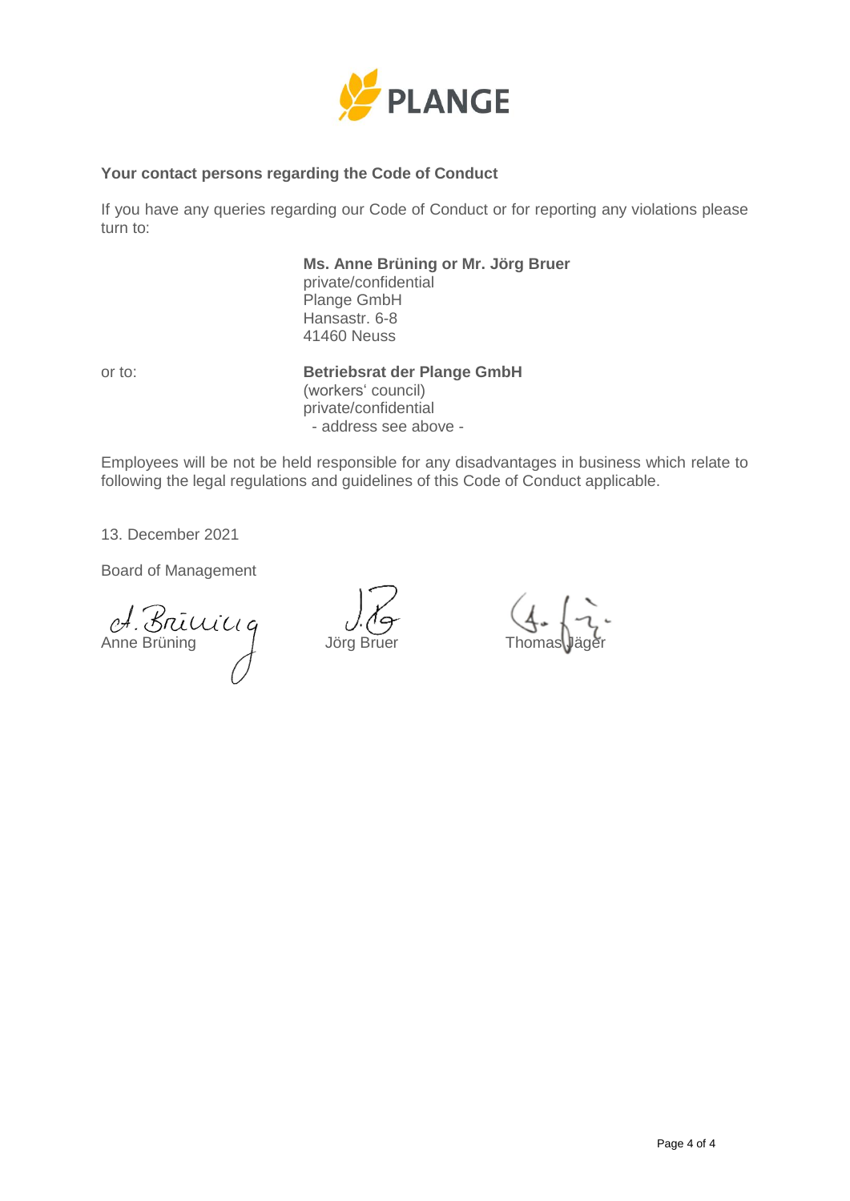PLANGE

### Your contact persons regarding the Code of Conduct

If you have any queries regarding our Code of Conduct or for reporting any violations please turn to:

**Ms. Anne Brüning or Mr. Jörg Bruer**
private/confidential
Plange GmbH
Hansastr. 6-8
41460 Neuss

or to:

**Betriebsrat der Plange GmbH**
(workers' council)
private/confidential
- address see above -

Employees will be not be held responsible for any disadvantages in business which relate to following the legal regulations and guidelines of this Code of Conduct applicable.

13. December 2021

Board of Management

Anne Brüning  Jörg Bruer  Thomas Jäger